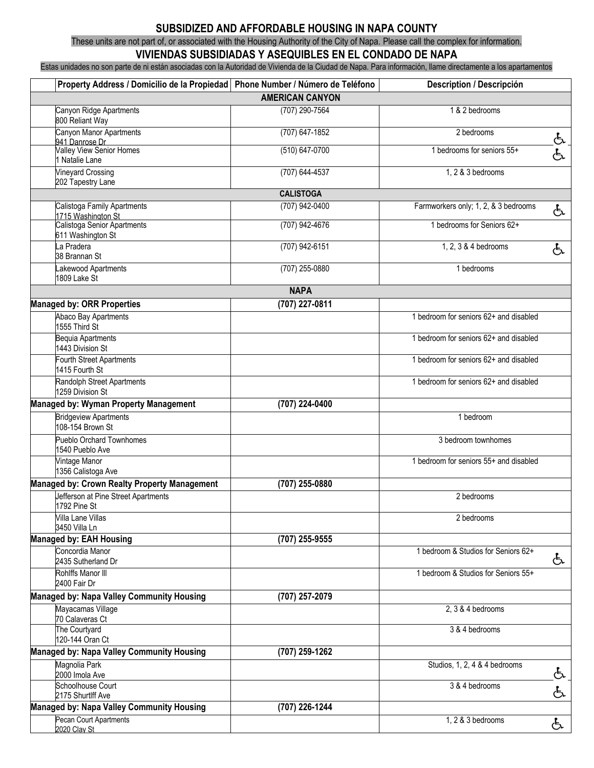# SUBSIDIZED AND AFFORDABLE HOUSING IN NAPA COUNTY

These units are not part of, or associated with the Housing Authority of the City of Napa. Please call the complex for information.

# VIVIENDAS SUBSIDIADAS Y ASEQUIBLES EN EL CONDADO DE NAPA

Estas unidades no son parte de ni están asociadas con la Autoridad de Vivienda de la Ciudad de Napa. Para información, llame directamente a los apartamentos

| Property Address / Domicilio de la Propiedad | Phone Number / Número de Teléfono | Description / Descripción |
|---|---|---|
| **AMERICAN CANYON** | | |
| Canyon Ridge Apartments<br>800 Reliant Way | (707) 290-7564 | 1 & 2 bedrooms |
| Canyon Manor Apartments<br>941 Danrose Dr | (707) 647-1852 | 2 bedrooms ♿ |
| Valley View Senior Homes<br>1 Natalie Lane | (510) 647-0700 | 1 bedrooms for seniors 55+ ♿ |
| Vineyard Crossing<br>202 Tapestry Lane | (707) 644-4537 | 1, 2 & 3 bedrooms |
| **CALISTOGA** | | |
| Calistoga Family Apartments<br>1715 Washington St | (707) 942-0400 | Farmworkers only; 1, 2, & 3 bedrooms ♿ |
| Calistoga Senior Apartments<br>611 Washington St | (707) 942-4676 | 1 bedrooms for Seniors 62+ |
| La Pradera<br>38 Brannan St | (707) 942-6151 | 1, 2, 3 & 4 bedrooms ♿ |
| Lakewood Apartments<br>1809 Lake St | (707) 255-0880 | 1 bedrooms |
| **NAPA** | | |
| **Managed by: ORR Properties** | **(707) 227-0811** | |
| Abaco Bay Apartments<br>1555 Third St | | 1 bedroom for seniors 62+ and disabled |
| Bequia Apartments<br>1443 Division St | | 1 bedroom for seniors 62+ and disabled |
| Fourth Street Apartments<br>1415 Fourth St | | 1 bedroom for seniors 62+ and disabled |
| Randolph Street Apartments<br>1259 Division St | | 1 bedroom for seniors 62+ and disabled |
| **Managed by: Wyman Property Management** | **(707) 224-0400** | |
| Bridgeview Apartments<br>108-154 Brown St | | 1 bedroom |
| Pueblo Orchard Townhomes<br>1540 Pueblo Ave | | 3 bedroom townhomes |
| Vintage Manor<br>1356 Calistoga Ave | | 1 bedroom for seniors 55+ and disabled |
| **Managed by: Crown Realty Property Management** | **(707) 255-0880** | |
| Jefferson at Pine Street Apartments<br>1792 Pine St | | 2 bedrooms |
| Villa Lane Villas<br>3450 Villa Ln | | 2 bedrooms |
| **Managed by: EAH Housing** | **(707) 255-9555** | |
| Concordia Manor<br>2435 Sutherland Dr | | 1 bedroom & Studios for Seniors 62+ ♿ |
| Rohlffs Manor III<br>2400 Fair Dr | | 1 bedroom & Studios for Seniors 55+ |
| **Managed by: Napa Valley Community Housing** | **(707) 257-2079** | |
| Mayacamas Village<br>70 Calaveras Ct | | 2, 3 & 4 bedrooms |
| The Courtyard<br>120-144 Oran Ct | | 3 & 4 bedrooms |
| **Managed by: Napa Valley Community Housing** | **(707) 259-1262** | |
| Magnolia Park<br>2000 Imola Ave | | Studios, 1, 2, 4 & 4 bedrooms ♿ |
| Schoolhouse Court<br>2175 Shurtlff Ave | | 3 & 4 bedrooms ♿ |
| **Managed by: Napa Valley Community Housing** | **(707) 226-1244** | |
| Pecan Court Apartments<br>2020 Clay St | | 1, 2 & 3 bedrooms ♿ |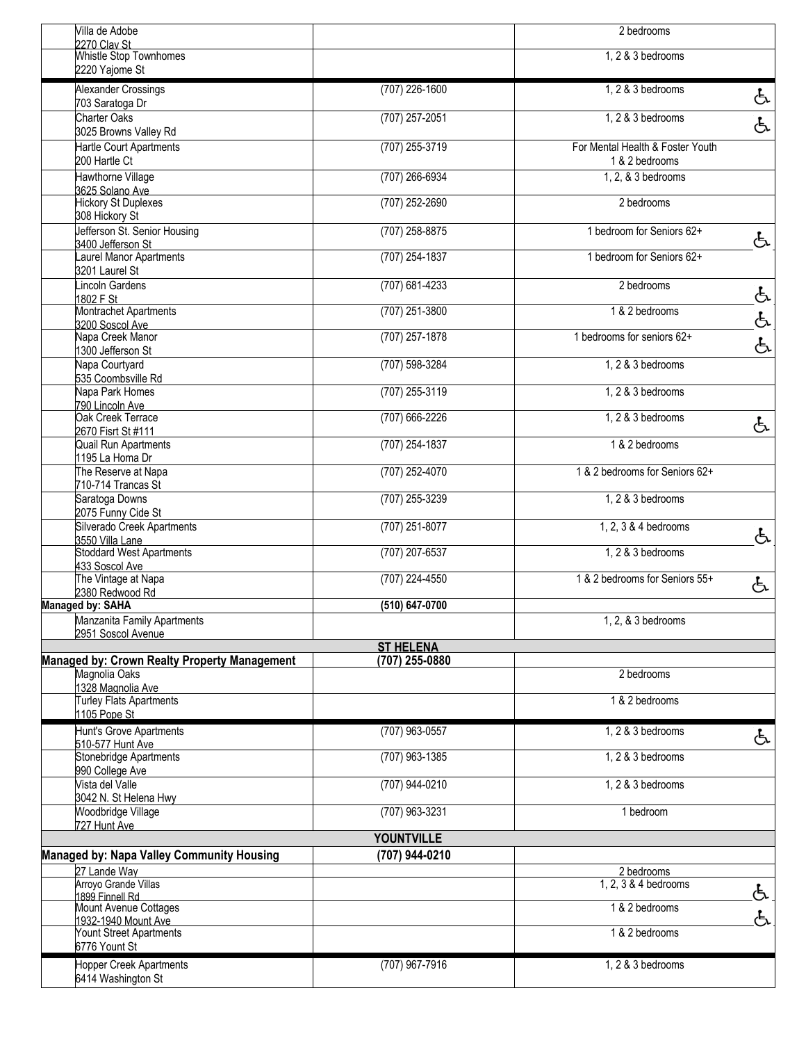| | | | | |
|---|---|---|---|---|
| | Villa de Adobe<br>2270 Clay St | | 2 bedrooms | |
| | Whistle Stop Townhomes<br>2220 Yajome St | | 1, 2 & 3 bedrooms | |
| | Alexander Crossings<br>703 Saratoga Dr | (707) 226-1600 | 1, 2 & 3 bedrooms | ♿ |
| | Charter Oaks<br>3025 Browns Valley Rd | (707) 257-2051 | 1, 2 & 3 bedrooms | ♿ |
| | Hartle Court Apartments<br>200 Hartle Ct | (707) 255-3719 | For Mental Health & Foster Youth<br>1 & 2 bedrooms | |
| | Hawthorne Village<br>3625 Solano Ave | (707) 266-6934 | 1, 2, & 3 bedrooms | |
| | Hickory St Duplexes<br>308 Hickory St | (707) 252-2690 | 2 bedrooms | |
| | Jefferson St. Senior Housing<br>3400 Jefferson St | (707) 258-8875 | 1 bedroom for Seniors 62+ | ♿ |
| | Laurel Manor Apartments<br>3201 Laurel St | (707) 254-1837 | 1 bedroom for Seniors 62+ | |
| | Lincoln Gardens<br>1802 F St | (707) 681-4233 | 2 bedrooms | ♿ |
| | Montrachet Apartments<br>3200 Soscol Ave | (707) 251-3800 | 1 & 2 bedrooms | ♿ |
| | Napa Creek Manor<br>1300 Jefferson St | (707) 257-1878 | 1 bedrooms for seniors 62+ | ♿ |
| | Napa Courtyard<br>535 Coombsville Rd | (707) 598-3284 | 1, 2 & 3 bedrooms | |
| | Napa Park Homes<br>790 Lincoln Ave | (707) 255-3119 | 1, 2 & 3 bedrooms | |
| | Oak Creek Terrace<br>2670 Fisrt St #111 | (707) 666-2226 | 1, 2 & 3 bedrooms | ♿ |
| | Quail Run Apartments<br>1195 La Homa Dr | (707) 254-1837 | 1 & 2 bedrooms | |
| | The Reserve at Napa<br>710-714 Trancas St | (707) 252-4070 | 1 & 2 bedrooms for Seniors 62+ | |
| | Saratoga Downs<br>2075 Funny Cide St | (707) 255-3239 | 1, 2 & 3 bedrooms | |
| | Silverado Creek Apartments<br>3550 Villa Lane | (707) 251-8077 | 1, 2, 3 & 4 bedrooms | ♿ |
| | Stoddard West Apartments<br>433 Soscol Ave | (707) 207-6537 | 1, 2 & 3 bedrooms | |
| | The Vintage at Napa<br>2380 Redwood Rd | (707) 224-4550 | 1 & 2 bedrooms for Seniors 55+ | ♿ |
| **Managed by: SAHA** | | **(510) 647-0700** | | |
| | Manzanita Family Apartments<br>2951 Soscol Avenue | | 1, 2, & 3 bedrooms | |
| | | **ST HELENA** | | |
| **Managed by: Crown Realty Property Management** | | **(707) 255-0880** | | |
| | Magnolia Oaks<br>1328 Magnolia Ave | | 2 bedrooms | |
| | Turley Flats Apartments<br>1105 Pope St | | 1 & 2 bedrooms | |
| | Hunt's Grove Apartments<br>510-577 Hunt Ave | (707) 963-0557 | 1, 2 & 3 bedrooms | ♿ |
| | Stonebridge Apartments<br>990 College Ave | (707) 963-1385 | 1, 2 & 3 bedrooms | |
| | Vista del Valle<br>3042 N. St Helena Hwy | (707) 944-0210 | 1, 2 & 3 bedrooms | |
| | Woodbridge Village<br>727 Hunt Ave | (707) 963-3231 | 1 bedroom | |
| | | **YOUNTVILLE** | | |
| **Managed by: Napa Valley Community Housing** | | **(707) 944-0210** | | |
| | 27 Lande Way | | 2 bedrooms | |
| | Arroyo Grande Villas<br>1899 Finnell Rd | | 1, 2, 3 & 4 bedrooms | ♿ |
| | Mount Avenue Cottages<br>1932-1940 Mount Ave | | 1 & 2 bedrooms | ♿ |
| | Yount Street Apartments<br>6776 Yount St | | 1 & 2 bedrooms | |
| | Hopper Creek Apartments<br>6414 Washington St | (707) 967-7916 | 1, 2 & 3 bedrooms | |